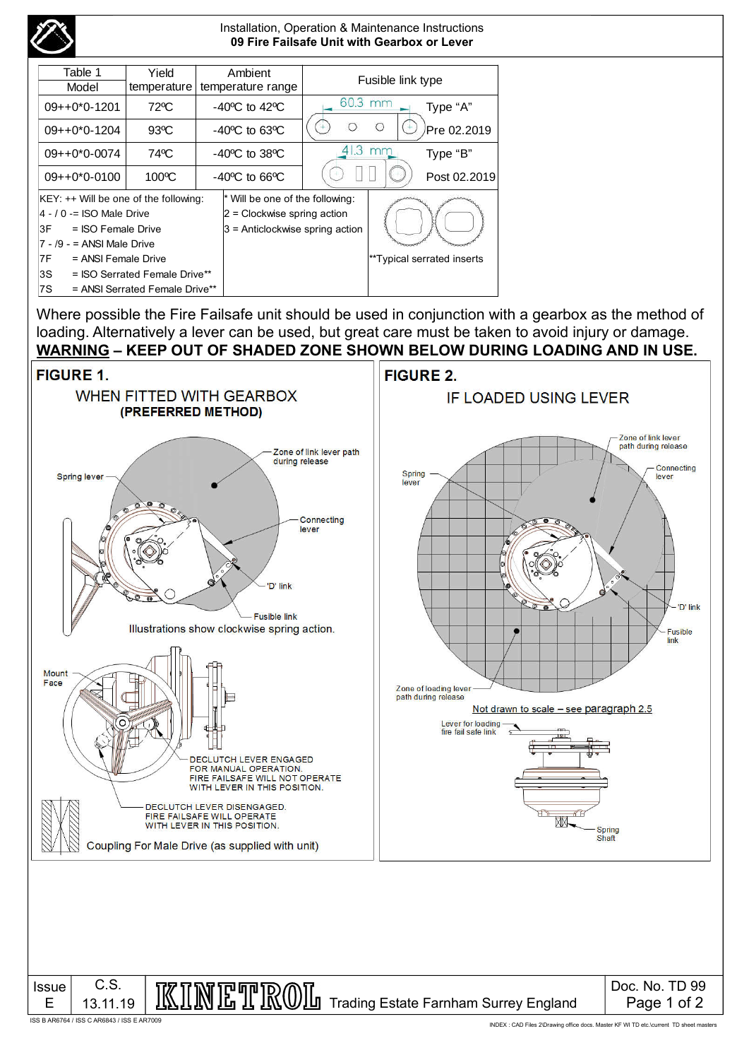Installation, Operation & Maintenance Instructions
**09 Fire Failsafe Unit with Gearbox or Lever**

| Table 1 Model | Yield temperature | Ambient temperature range | Fusible link type | |
|---|---|---|---|---|
| 09++0*0-1201 | 72ºC | -40ºC to 42ºC | 60.3 mm | Type "A" |
| 09++0*0-1204 | 93ºC | -40ºC to 63ºC | | Pre 02.2019 |
| 09++0*0-0074 | 74ºC | -40ºC to 38ºC | 41.3 mm | Type "B" |
| 09++0*0-0100 | 100ºC | -40ºC to 66ºC | | Post 02.2019 |

KEY: ++ Will be one of the following:
- 4 - / 0 -= ISO Male Drive
- 3F = ISO Female Drive
- 7 - /9 - = ANSI Male Drive
- 7F = ANSI Female Drive
- 3S = ISO Serrated Female Drive**
- 7S = ANSI Serrated Female Drive**

* Will be one of the following:
- 2 = Clockwise spring action
- 3 = Anticlockwise spring action

**Typical serrated inserts

Where possible the Fire Failsafe unit should be used in conjunction with a gearbox as the method of loading. Alternatively a lever can be used, but great care must be taken to avoid injury or damage.

**WARNING – KEEP OUT OF SHADED ZONE SHOWN BELOW DURING LOADING AND IN USE.**

**FIGURE 1.**

WHEN FITTED WITH GEARBOX
**(PREFERRED METHOD)**

Spring lever; Zone of link lever path during release; Connecting lever; 'D' link; Fusible link

Illustrations show clockwise spring action.

Mount Face

DECLUTCH LEVER ENGAGED FOR MANUAL OPERATION. FIRE FAILSAFE WILL NOT OPERATE WITH LEVER IN THIS POSITION.

DECLUTCH LEVER DISENGAGED. FIRE FAILSAFE WILL OPERATE WITH LEVER IN THIS POSITION.

Coupling For Male Drive (as supplied with unit)

**FIGURE 2.**

IF LOADED USING LEVER

Zone of link lever path during release; Spring lever; Connecting lever; 'D' link; Fusible link; Zone of loading lever path during release

Not drawn to scale – see paragraph 2.5

Lever for loading fire fail safe link; Spring Shaft

| Issue | C.S. | KINETROL Trading Estate Farnham Surrey England | Doc. No. TD 99 |
|---|---|---|---|
| E | 13.11.19 | | |

ISS B AR6764 / ISS C AR6843 / ISS E AR7009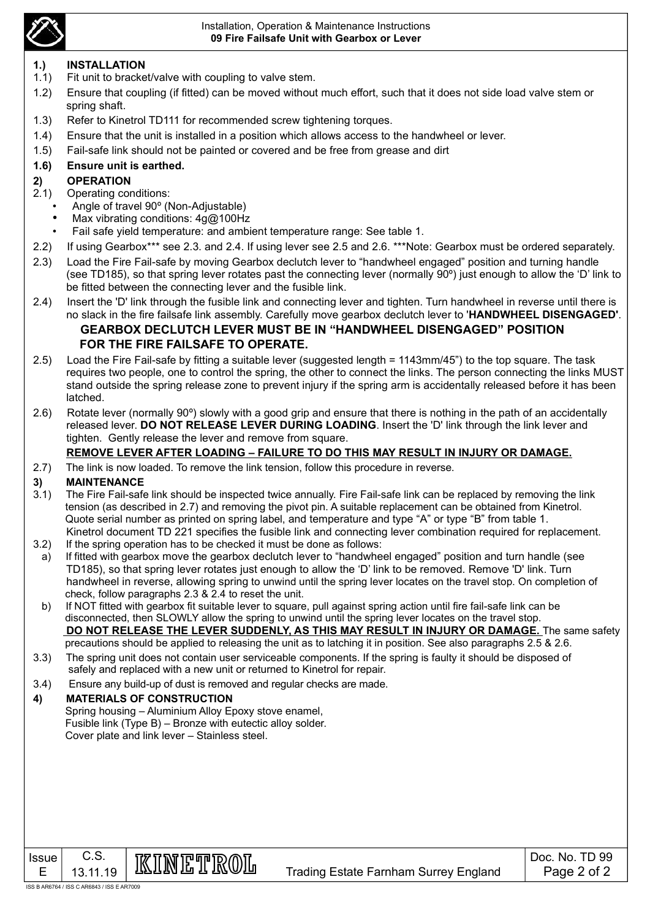## 1.) INSTALLATION

1.1) Fit unit to bracket/valve with coupling to valve stem.

1.2) Ensure that coupling (if fitted) can be moved without much effort, such that it does not side load valve stem or spring shaft.

1.3) Refer to Kinetrol TD111 for recommended screw tightening torques.

1.4) Ensure that the unit is installed in a position which allows access to the handwheel or lever.

1.5) Fail-safe link should not be painted or covered and be free from grease and dirt

**1.6) Ensure unit is earthed.**

## 2) OPERATION

2.1) Operating conditions:

- Angle of travel 90º (Non-Adjustable)
- Max vibrating conditions: 4g@100Hz
- Fail safe yield temperature: and ambient temperature range: See table 1.

2.2) If using Gearbox*** see 2.3. and 2.4. If using lever see 2.5 and 2.6. ***Note: Gearbox must be ordered separately.

2.3) Load the Fire Fail-safe by moving Gearbox declutch lever to "handwheel engaged" position and turning handle (see TD185), so that spring lever rotates past the connecting lever (normally 90º) just enough to allow the 'D' link to be fitted between the connecting lever and the fusible link.

2.4) Insert the 'D' link through the fusible link and connecting lever and tighten. Turn handwheel in reverse until there is no slack in the fire failsafe link assembly. Carefully move gearbox declutch lever to '**HANDWHEEL DISENGAGED'**.

**GEARBOX DECLUTCH LEVER MUST BE IN "HANDWHEEL DISENGAGED" POSITION FOR THE FIRE FAILSAFE TO OPERATE.**

2.5) Load the Fire Fail-safe by fitting a suitable lever (suggested length = 1143mm/45") to the top square. The task requires two people, one to control the spring, the other to connect the links. The person connecting the links MUST stand outside the spring release zone to prevent injury if the spring arm is accidentally released before it has been latched.

2.6) Rotate lever (normally 90º) slowly with a good grip and ensure that there is nothing in the path of an accidentally released lever. **DO NOT RELEASE LEVER DURING LOADING**. Insert the 'D' link through the link lever and tighten. Gently release the lever and remove from square.

**REMOVE LEVER AFTER LOADING – FAILURE TO DO THIS MAY RESULT IN INJURY OR DAMAGE.**

2.7) The link is now loaded. To remove the link tension, follow this procedure in reverse.

## 3) MAINTENANCE

3.1) The Fire Fail-safe link should be inspected twice annually. Fire Fail-safe link can be replaced by removing the link tension (as described in 2.7) and removing the pivot pin. A suitable replacement can be obtained from Kinetrol. Quote serial number as printed on spring label, and temperature and type "A" or type "B" from table 1. Kinetrol document TD 221 specifies the fusible link and connecting lever combination required for replacement.

3.2) If the spring operation has to be checked it must be done as follows:

a) If fitted with gearbox move the gearbox declutch lever to "handwheel engaged" position and turn handle (see TD185), so that spring lever rotates just enough to allow the 'D' link to be removed. Remove 'D' link. Turn handwheel in reverse, allowing spring to unwind until the spring lever locates on the travel stop. On completion of check, follow paragraphs 2.3 & 2.4 to reset the unit.

b) If NOT fitted with gearbox fit suitable lever to square, pull against spring action until fire fail-safe link can be disconnected, then SLOWLY allow the spring to unwind until the spring lever locates on the travel stop. **DO NOT RELEASE THE LEVER SUDDENLY, AS THIS MAY RESULT IN INJURY OR DAMAGE.** The same safety precautions should be applied to releasing the unit as to latching it in position. See also paragraphs 2.5 & 2.6.

3.3) The spring unit does not contain user serviceable components. If the spring is faulty it should be disposed of safely and replaced with a new unit or returned to Kinetrol for repair.

3.4) Ensure any build-up of dust is removed and regular checks are made.

## 4) MATERIALS OF CONSTRUCTION

Spring housing – Aluminium Alloy Epoxy stove enamel,
Fusible link (Type B) – Bronze with eutectic alloy solder.
Cover plate and link lever – Stainless steel.

| Issue | C.S. | | | Doc. No. TD 99 |
|---|---|---|---|---|
| E | 13.11.19 | KINETROL | Trading Estate Farnham Surrey England | |

ISS B AR6764 / ISS C AR6843 / ISS E AR7009